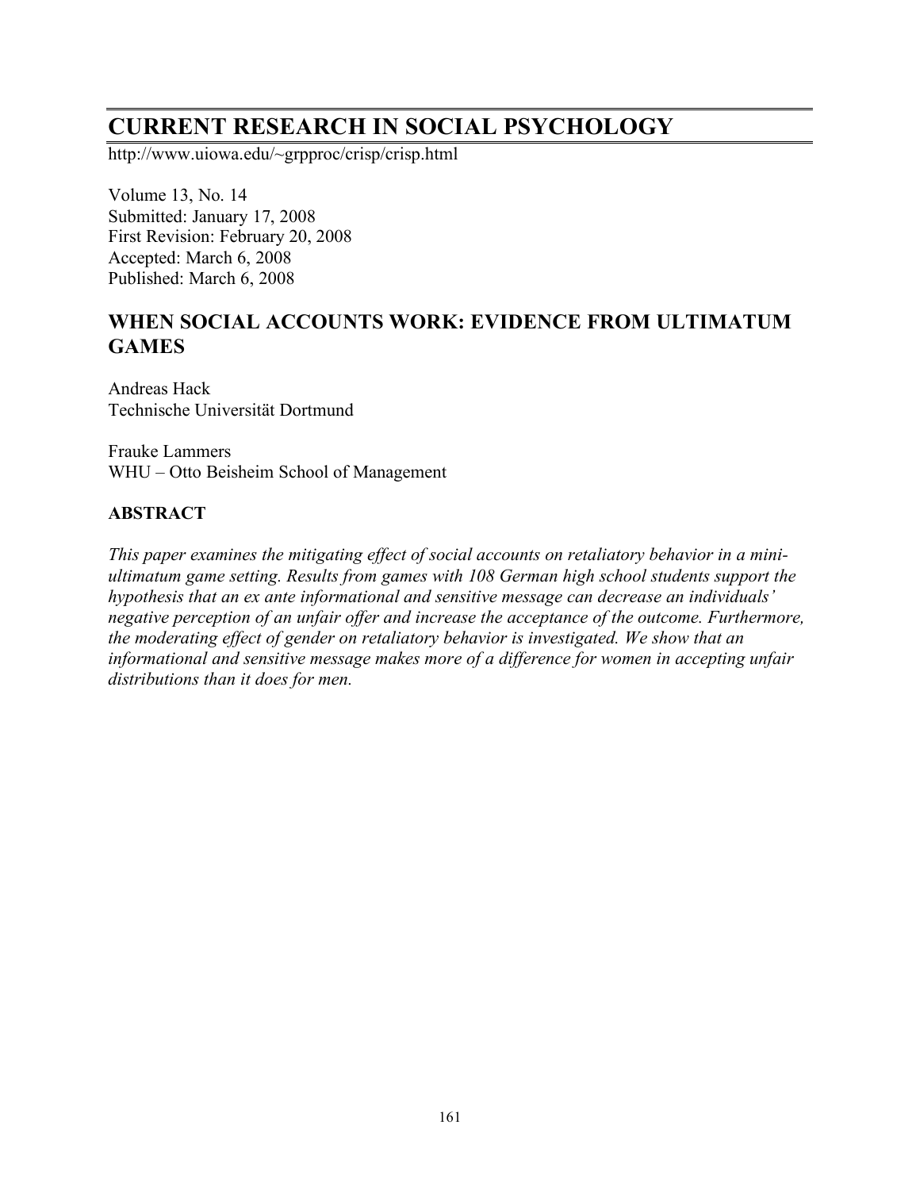# CURRENT RESEARCH IN SOCIAL PSYCHOLOGY

http://www.uiowa.edu/~grpproc/crisp/crisp.html

Volume 13, No. 14
Submitted: January 17, 2008
First Revision: February 20, 2008
Accepted: March 6, 2008
Published: March 6, 2008

## WHEN SOCIAL ACCOUNTS WORK: EVIDENCE FROM ULTIMATUM GAMES

Andreas Hack
Technische Universität Dortmund

Frauke Lammers
WHU – Otto Beisheim School of Management

### ABSTRACT

*This paper examines the mitigating effect of social accounts on retaliatory behavior in a mini-ultimatum game setting. Results from games with 108 German high school students support the hypothesis that an ex ante informational and sensitive message can decrease an individuals' negative perception of an unfair offer and increase the acceptance of the outcome. Furthermore, the moderating effect of gender on retaliatory behavior is investigated. We show that an informational and sensitive message makes more of a difference for women in accepting unfair distributions than it does for men.*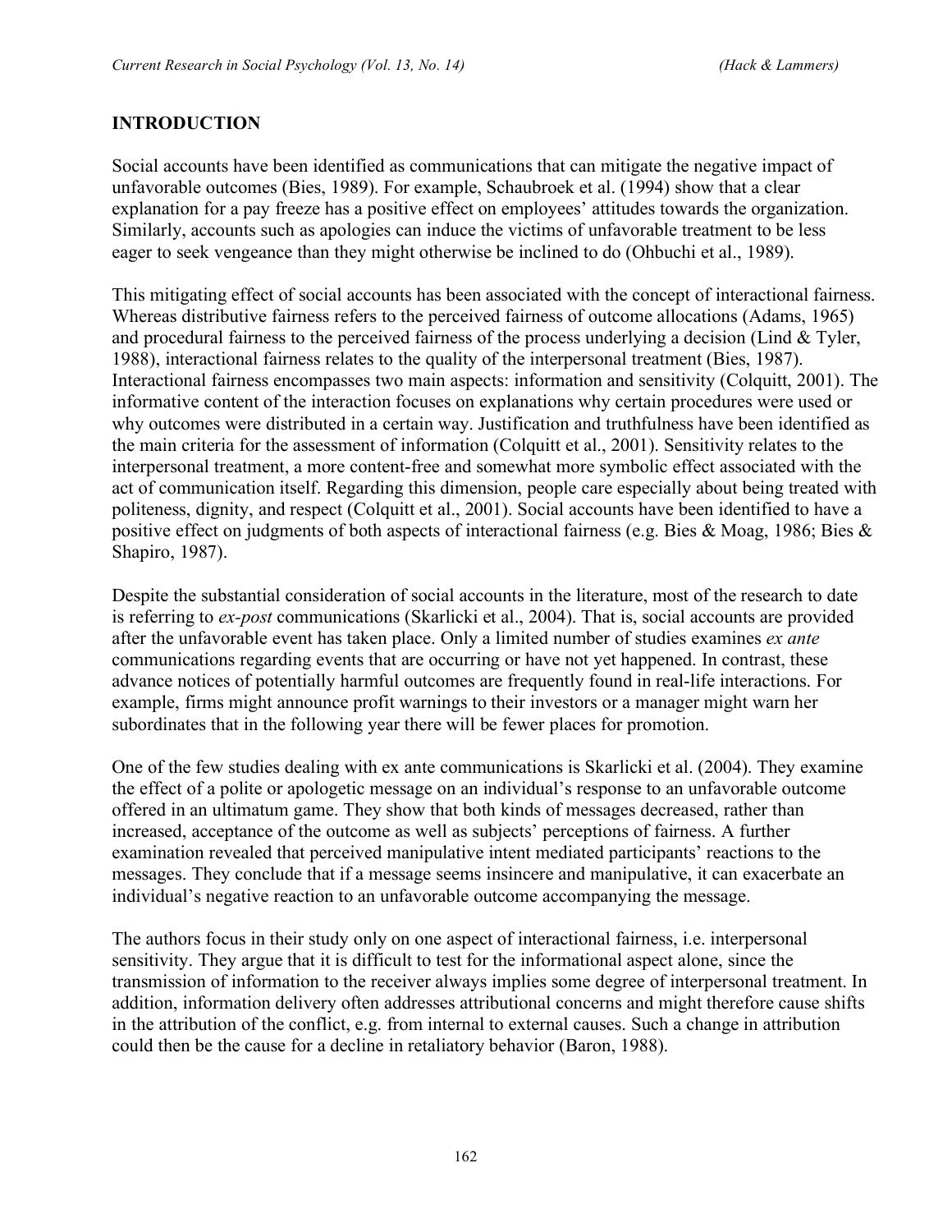## INTRODUCTION

Social accounts have been identified as communications that can mitigate the negative impact of unfavorable outcomes (Bies, 1989). For example, Schaubroek et al. (1994) show that a clear explanation for a pay freeze has a positive effect on employees' attitudes towards the organization. Similarly, accounts such as apologies can induce the victims of unfavorable treatment to be less eager to seek vengeance than they might otherwise be inclined to do (Ohbuchi et al., 1989).

This mitigating effect of social accounts has been associated with the concept of interactional fairness. Whereas distributive fairness refers to the perceived fairness of outcome allocations (Adams, 1965) and procedural fairness to the perceived fairness of the process underlying a decision (Lind & Tyler, 1988), interactional fairness relates to the quality of the interpersonal treatment (Bies, 1987). Interactional fairness encompasses two main aspects: information and sensitivity (Colquitt, 2001). The informative content of the interaction focuses on explanations why certain procedures were used or why outcomes were distributed in a certain way. Justification and truthfulness have been identified as the main criteria for the assessment of information (Colquitt et al., 2001). Sensitivity relates to the interpersonal treatment, a more content-free and somewhat more symbolic effect associated with the act of communication itself. Regarding this dimension, people care especially about being treated with politeness, dignity, and respect (Colquitt et al., 2001). Social accounts have been identified to have a positive effect on judgments of both aspects of interactional fairness (e.g. Bies & Moag, 1986; Bies & Shapiro, 1987).

Despite the substantial consideration of social accounts in the literature, most of the research to date is referring to *ex-post* communications (Skarlicki et al., 2004). That is, social accounts are provided after the unfavorable event has taken place. Only a limited number of studies examines *ex ante* communications regarding events that are occurring or have not yet happened. In contrast, these advance notices of potentially harmful outcomes are frequently found in real-life interactions. For example, firms might announce profit warnings to their investors or a manager might warn her subordinates that in the following year there will be fewer places for promotion.

One of the few studies dealing with ex ante communications is Skarlicki et al. (2004). They examine the effect of a polite or apologetic message on an individual's response to an unfavorable outcome offered in an ultimatum game. They show that both kinds of messages decreased, rather than increased, acceptance of the outcome as well as subjects' perceptions of fairness. A further examination revealed that perceived manipulative intent mediated participants' reactions to the messages. They conclude that if a message seems insincere and manipulative, it can exacerbate an individual's negative reaction to an unfavorable outcome accompanying the message.

The authors focus in their study only on one aspect of interactional fairness, i.e. interpersonal sensitivity. They argue that it is difficult to test for the informational aspect alone, since the transmission of information to the receiver always implies some degree of interpersonal treatment. In addition, information delivery often addresses attributional concerns and might therefore cause shifts in the attribution of the conflict, e.g. from internal to external causes. Such a change in attribution could then be the cause for a decline in retaliatory behavior (Baron, 1988).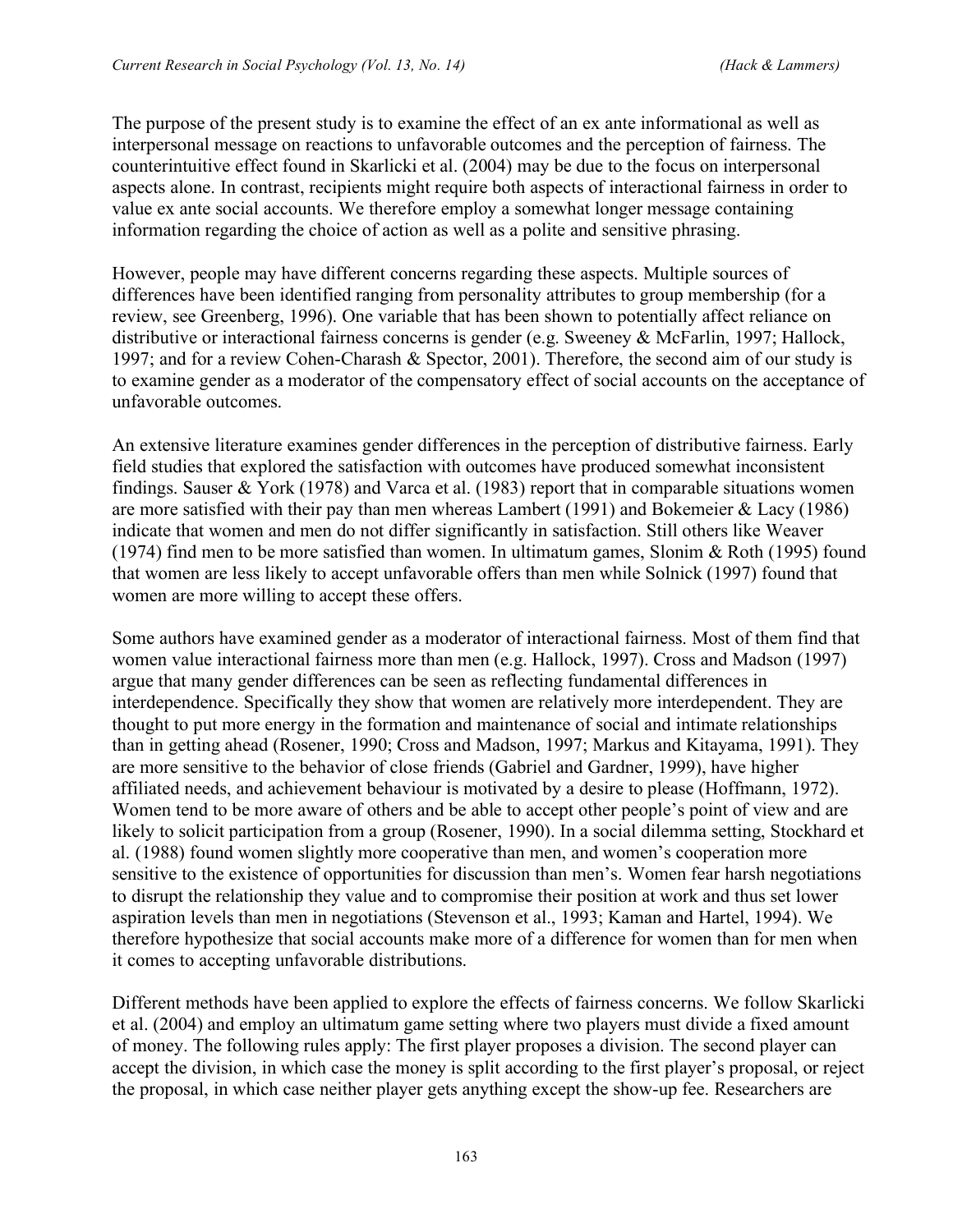The purpose of the present study is to examine the effect of an ex ante informational as well as interpersonal message on reactions to unfavorable outcomes and the perception of fairness. The counterintuitive effect found in Skarlicki et al. (2004) may be due to the focus on interpersonal aspects alone. In contrast, recipients might require both aspects of interactional fairness in order to value ex ante social accounts. We therefore employ a somewhat longer message containing information regarding the choice of action as well as a polite and sensitive phrasing.

However, people may have different concerns regarding these aspects. Multiple sources of differences have been identified ranging from personality attributes to group membership (for a review, see Greenberg, 1996). One variable that has been shown to potentially affect reliance on distributive or interactional fairness concerns is gender (e.g. Sweeney & McFarlin, 1997; Hallock, 1997; and for a review Cohen-Charash & Spector, 2001). Therefore, the second aim of our study is to examine gender as a moderator of the compensatory effect of social accounts on the acceptance of unfavorable outcomes.

An extensive literature examines gender differences in the perception of distributive fairness. Early field studies that explored the satisfaction with outcomes have produced somewhat inconsistent findings. Sauser & York (1978) and Varca et al. (1983) report that in comparable situations women are more satisfied with their pay than men whereas Lambert (1991) and Bokemeier & Lacy (1986) indicate that women and men do not differ significantly in satisfaction. Still others like Weaver (1974) find men to be more satisfied than women. In ultimatum games, Slonim & Roth (1995) found that women are less likely to accept unfavorable offers than men while Solnick (1997) found that women are more willing to accept these offers.

Some authors have examined gender as a moderator of interactional fairness. Most of them find that women value interactional fairness more than men (e.g. Hallock, 1997). Cross and Madson (1997) argue that many gender differences can be seen as reflecting fundamental differences in interdependence. Specifically they show that women are relatively more interdependent. They are thought to put more energy in the formation and maintenance of social and intimate relationships than in getting ahead (Rosener, 1990; Cross and Madson, 1997; Markus and Kitayama, 1991). They are more sensitive to the behavior of close friends (Gabriel and Gardner, 1999), have higher affiliated needs, and achievement behaviour is motivated by a desire to please (Hoffmann, 1972). Women tend to be more aware of others and be able to accept other people's point of view and are likely to solicit participation from a group (Rosener, 1990). In a social dilemma setting, Stockhard et al. (1988) found women slightly more cooperative than men, and women's cooperation more sensitive to the existence of opportunities for discussion than men's. Women fear harsh negotiations to disrupt the relationship they value and to compromise their position at work and thus set lower aspiration levels than men in negotiations (Stevenson et al., 1993; Kaman and Hartel, 1994). We therefore hypothesize that social accounts make more of a difference for women than for men when it comes to accepting unfavorable distributions.

Different methods have been applied to explore the effects of fairness concerns. We follow Skarlicki et al. (2004) and employ an ultimatum game setting where two players must divide a fixed amount of money. The following rules apply: The first player proposes a division. The second player can accept the division, in which case the money is split according to the first player's proposal, or reject the proposal, in which case neither player gets anything except the show-up fee. Researchers are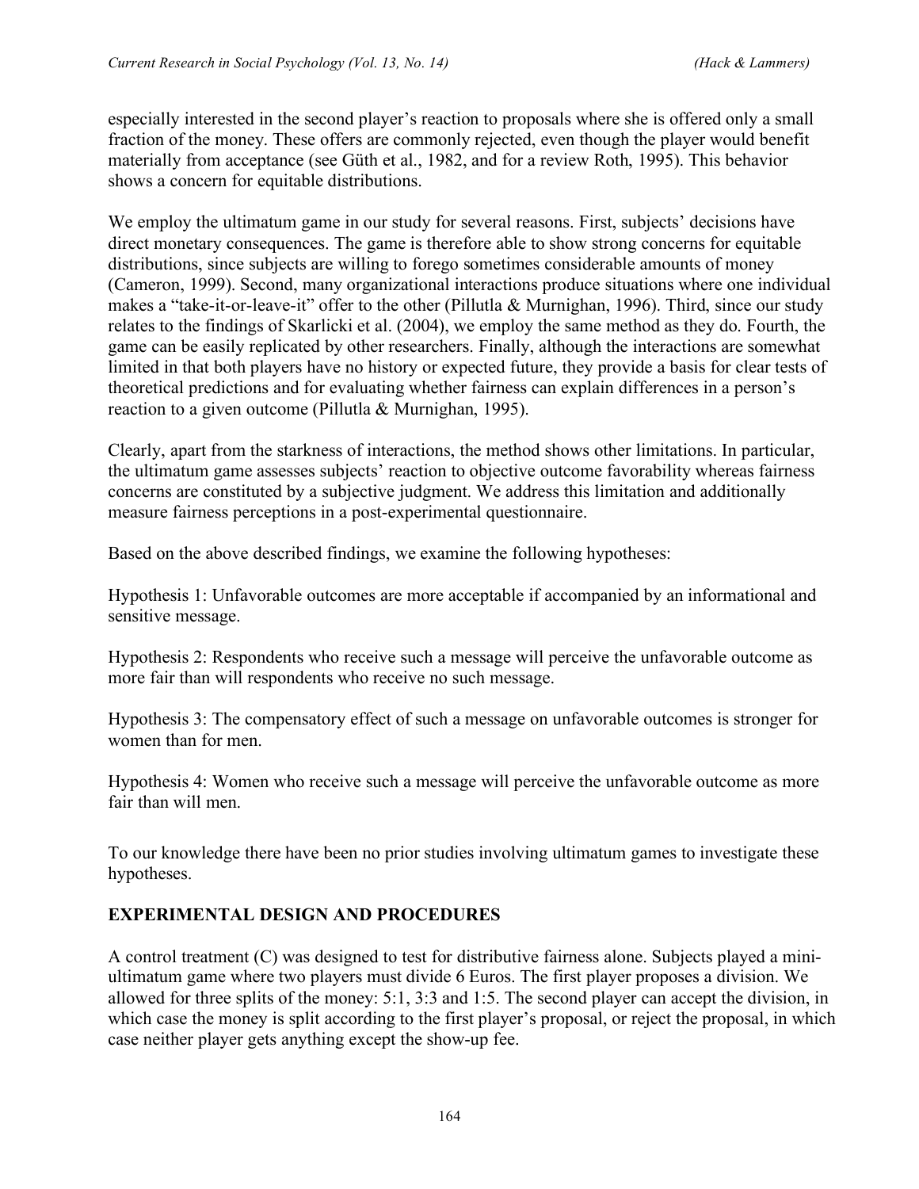especially interested in the second player's reaction to proposals where she is offered only a small fraction of the money. These offers are commonly rejected, even though the player would benefit materially from acceptance (see Güth et al., 1982, and for a review Roth, 1995). This behavior shows a concern for equitable distributions.

We employ the ultimatum game in our study for several reasons. First, subjects' decisions have direct monetary consequences. The game is therefore able to show strong concerns for equitable distributions, since subjects are willing to forego sometimes considerable amounts of money (Cameron, 1999). Second, many organizational interactions produce situations where one individual makes a "take-it-or-leave-it" offer to the other (Pillutla & Murnighan, 1996). Third, since our study relates to the findings of Skarlicki et al. (2004), we employ the same method as they do. Fourth, the game can be easily replicated by other researchers. Finally, although the interactions are somewhat limited in that both players have no history or expected future, they provide a basis for clear tests of theoretical predictions and for evaluating whether fairness can explain differences in a person's reaction to a given outcome (Pillutla & Murnighan, 1995).

Clearly, apart from the starkness of interactions, the method shows other limitations. In particular, the ultimatum game assesses subjects' reaction to objective outcome favorability whereas fairness concerns are constituted by a subjective judgment. We address this limitation and additionally measure fairness perceptions in a post-experimental questionnaire.

Based on the above described findings, we examine the following hypotheses:

Hypothesis 1: Unfavorable outcomes are more acceptable if accompanied by an informational and sensitive message.

Hypothesis 2: Respondents who receive such a message will perceive the unfavorable outcome as more fair than will respondents who receive no such message.

Hypothesis 3: The compensatory effect of such a message on unfavorable outcomes is stronger for women than for men.

Hypothesis 4: Women who receive such a message will perceive the unfavorable outcome as more fair than will men.

To our knowledge there have been no prior studies involving ultimatum games to investigate these hypotheses.

## EXPERIMENTAL DESIGN AND PROCEDURES

A control treatment (C) was designed to test for distributive fairness alone. Subjects played a mini-ultimatum game where two players must divide 6 Euros. The first player proposes a division. We allowed for three splits of the money: 5:1, 3:3 and 1:5. The second player can accept the division, in which case the money is split according to the first player's proposal, or reject the proposal, in which case neither player gets anything except the show-up fee.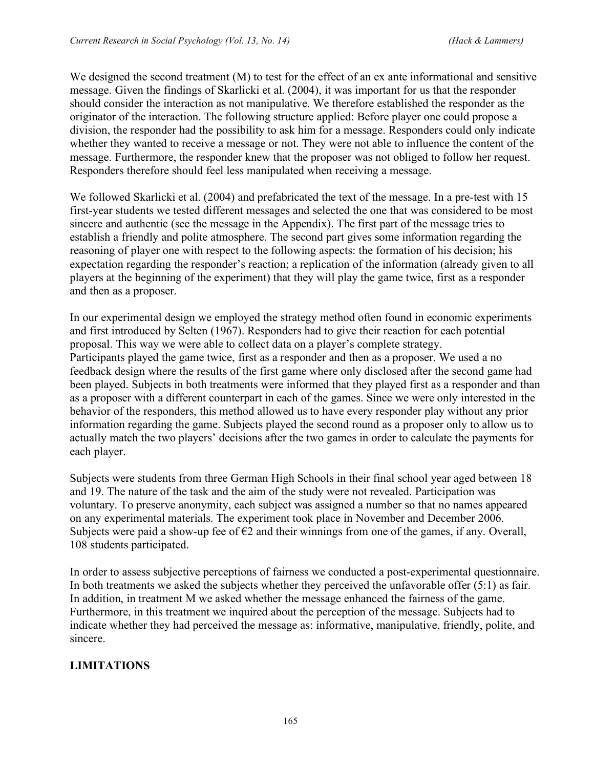We designed the second treatment (M) to test for the effect of an ex ante informational and sensitive message. Given the findings of Skarlicki et al. (2004), it was important for us that the responder should consider the interaction as not manipulative. We therefore established the responder as the originator of the interaction. The following structure applied: Before player one could propose a division, the responder had the possibility to ask him for a message. Responders could only indicate whether they wanted to receive a message or not. They were not able to influence the content of the message. Furthermore, the responder knew that the proposer was not obliged to follow her request. Responders therefore should feel less manipulated when receiving a message.

We followed Skarlicki et al. (2004) and prefabricated the text of the message. In a pre-test with 15 first-year students we tested different messages and selected the one that was considered to be most sincere and authentic (see the message in the Appendix). The first part of the message tries to establish a friendly and polite atmosphere. The second part gives some information regarding the reasoning of player one with respect to the following aspects: the formation of his decision; his expectation regarding the responder's reaction; a replication of the information (already given to all players at the beginning of the experiment) that they will play the game twice, first as a responder and then as a proposer.

In our experimental design we employed the strategy method often found in economic experiments and first introduced by Selten (1967). Responders had to give their reaction for each potential proposal. This way we were able to collect data on a player's complete strategy.
Participants played the game twice, first as a responder and then as a proposer. We used a no feedback design where the results of the first game where only disclosed after the second game had been played. Subjects in both treatments were informed that they played first as a responder and than as a proposer with a different counterpart in each of the games. Since we were only interested in the behavior of the responders, this method allowed us to have every responder play without any prior information regarding the game. Subjects played the second round as a proposer only to allow us to actually match the two players' decisions after the two games in order to calculate the payments for each player.

Subjects were students from three German High Schools in their final school year aged between 18 and 19. The nature of the task and the aim of the study were not revealed. Participation was voluntary. To preserve anonymity, each subject was assigned a number so that no names appeared on any experimental materials. The experiment took place in November and December 2006. Subjects were paid a show-up fee of €2 and their winnings from one of the games, if any. Overall, 108 students participated.

In order to assess subjective perceptions of fairness we conducted a post-experimental questionnaire. In both treatments we asked the subjects whether they perceived the unfavorable offer (5:1) as fair. In addition, in treatment M we asked whether the message enhanced the fairness of the game. Furthermore, in this treatment we inquired about the perception of the message. Subjects had to indicate whether they had perceived the message as: informative, manipulative, friendly, polite, and sincere.

## LIMITATIONS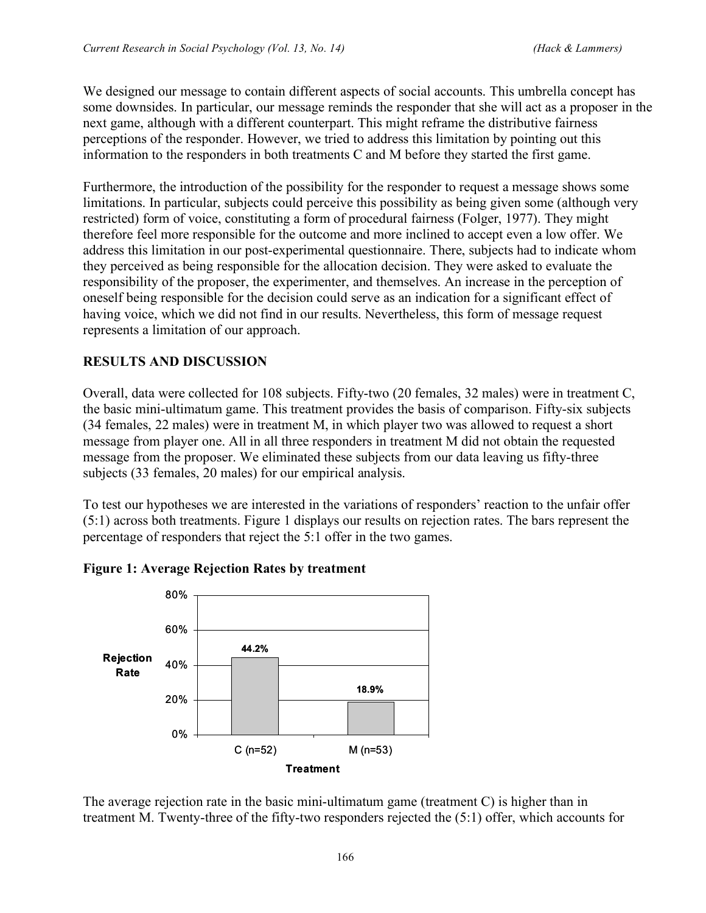We designed our message to contain different aspects of social accounts. This umbrella concept has some downsides. In particular, our message reminds the responder that she will act as a proposer in the next game, although with a different counterpart. This might reframe the distributive fairness perceptions of the responder. However, we tried to address this limitation by pointing out this information to the responders in both treatments C and M before they started the first game.

Furthermore, the introduction of the possibility for the responder to request a message shows some limitations. In particular, subjects could perceive this possibility as being given some (although very restricted) form of voice, constituting a form of procedural fairness (Folger, 1977). They might therefore feel more responsible for the outcome and more inclined to accept even a low offer. We address this limitation in our post-experimental questionnaire. There, subjects had to indicate whom they perceived as being responsible for the allocation decision. They were asked to evaluate the responsibility of the proposer, the experimenter, and themselves. An increase in the perception of oneself being responsible for the decision could serve as an indication for a significant effect of having voice, which we did not find in our results. Nevertheless, this form of message request represents a limitation of our approach.

## RESULTS AND DISCUSSION

Overall, data were collected for 108 subjects. Fifty-two (20 females, 32 males) were in treatment C, the basic mini-ultimatum game. This treatment provides the basis of comparison. Fifty-six subjects (34 females, 22 males) were in treatment M, in which player two was allowed to request a short message from player one. All in all three responders in treatment M did not obtain the requested message from the proposer. We eliminated these subjects from our data leaving us fifty-three subjects (33 females, 20 males) for our empirical analysis.

To test our hypotheses we are interested in the variations of responders' reaction to the unfair offer (5:1) across both treatments. Figure 1 displays our results on rejection rates. The bars represent the percentage of responders that reject the 5:1 offer in the two games.

**Figure 1: Average Rejection Rates by treatment**

| Treatment | Rejection Rate |
|---|---|
| C (n=52) | 44.2% |
| M (n=53) | 18.9% |

The average rejection rate in the basic mini-ultimatum game (treatment C) is higher than in treatment M. Twenty-three of the fifty-two responders rejected the (5:1) offer, which accounts for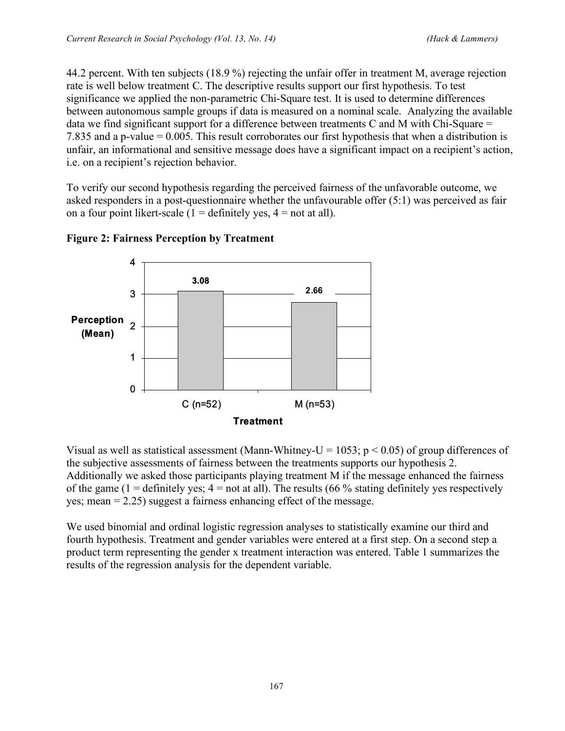44.2 percent. With ten subjects (18.9 %) rejecting the unfair offer in treatment M, average rejection rate is well below treatment C. The descriptive results support our first hypothesis. To test significance we applied the non-parametric Chi-Square test. It is used to determine differences between autonomous sample groups if data is measured on a nominal scale. Analyzing the available data we find significant support for a difference between treatments C and M with Chi-Square = 7.835 and a p-value = 0.005. This result corroborates our first hypothesis that when a distribution is unfair, an informational and sensitive message does have a significant impact on a recipient's action, i.e. on a recipient's rejection behavior.

To verify our second hypothesis regarding the perceived fairness of the unfavorable outcome, we asked responders in a post-questionnaire whether the unfavourable offer (5:1) was perceived as fair on a four point likert-scale (1 = definitely yes, 4 = not at all).

**Figure 2: Fairness Perception by Treatment**

| Treatment | Perception (Mean) |
|---|---|
| C (n=52) | 3.08 |
| M (n=53) | 2.66 |

Visual as well as statistical assessment (Mann-Whitney-U = 1053; $p < 0.05$) of group differences of the subjective assessments of fairness between the treatments supports our hypothesis 2. Additionally we asked those participants playing treatment M if the message enhanced the fairness of the game (1 = definitely yes; 4 = not at all). The results (66 % stating definitely yes respectively yes; mean = 2.25) suggest a fairness enhancing effect of the message.

We used binomial and ordinal logistic regression analyses to statistically examine our third and fourth hypothesis. Treatment and gender variables were entered at a first step. On a second step a product term representing the gender x treatment interaction was entered. Table 1 summarizes the results of the regression analysis for the dependent variable.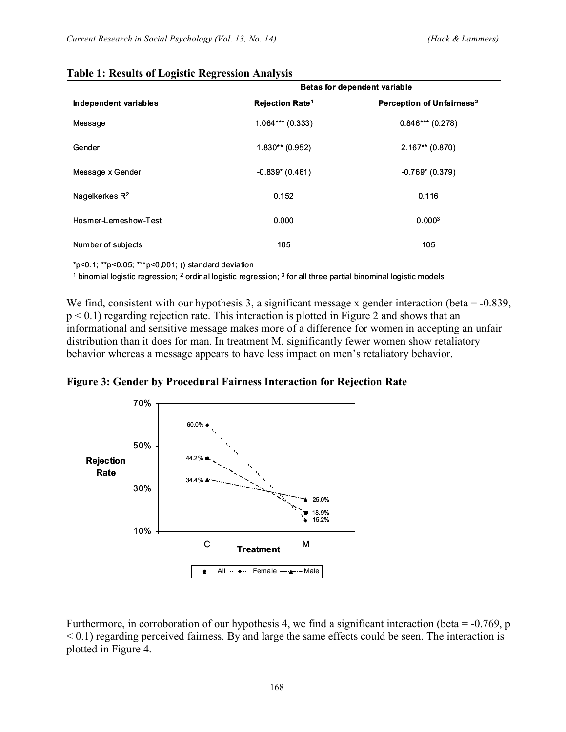**Table 1: Results of Logistic Regression Analysis**

| | Betas for dependent variable | |
|---|---|---|
| **Independent variables** | **Rejection Rate**[1] | **Perception of Unfairness**[2] |
| Message | 1.064*** (0.333) | 0.846*** (0.278) |
| Gender | 1.830** (0.952) | 2.167** (0.870) |
| Message x Gender | -0.839* (0.461) | -0.769* (0.379) |
| Nagelkerkes $R^2$ | 0.152 | 0.116 |
| Hosmer-Lemeshow-Test | 0.000 | 0.000[3] |
| Number of subjects | 105 | 105 |

*p<0.1; **p<0.05; ***p<0,001; () standard deviation

[1] binomial logistic regression; [2] ordinal logistic regression; [3] for all three partial binominal logistic models

We find, consistent with our hypothesis 3, a significant message x gender interaction (beta = -0.839, $p < 0.1$) regarding rejection rate. This interaction is plotted in Figure 2 and shows that an informational and sensitive message makes more of a difference for women in accepting an unfair distribution than it does for man. In treatment M, significantly fewer women show retaliatory behavior whereas a message appears to have less impact on men's retaliatory behavior.

**Figure 3: Gender by Procedural Fairness Interaction for Rejection Rate**

Furthermore, in corroboration of our hypothesis 4, we find a significant interaction (beta = -0.769, $p < 0.1$) regarding perceived fairness. By and large the same effects could be seen. The interaction is plotted in Figure 4.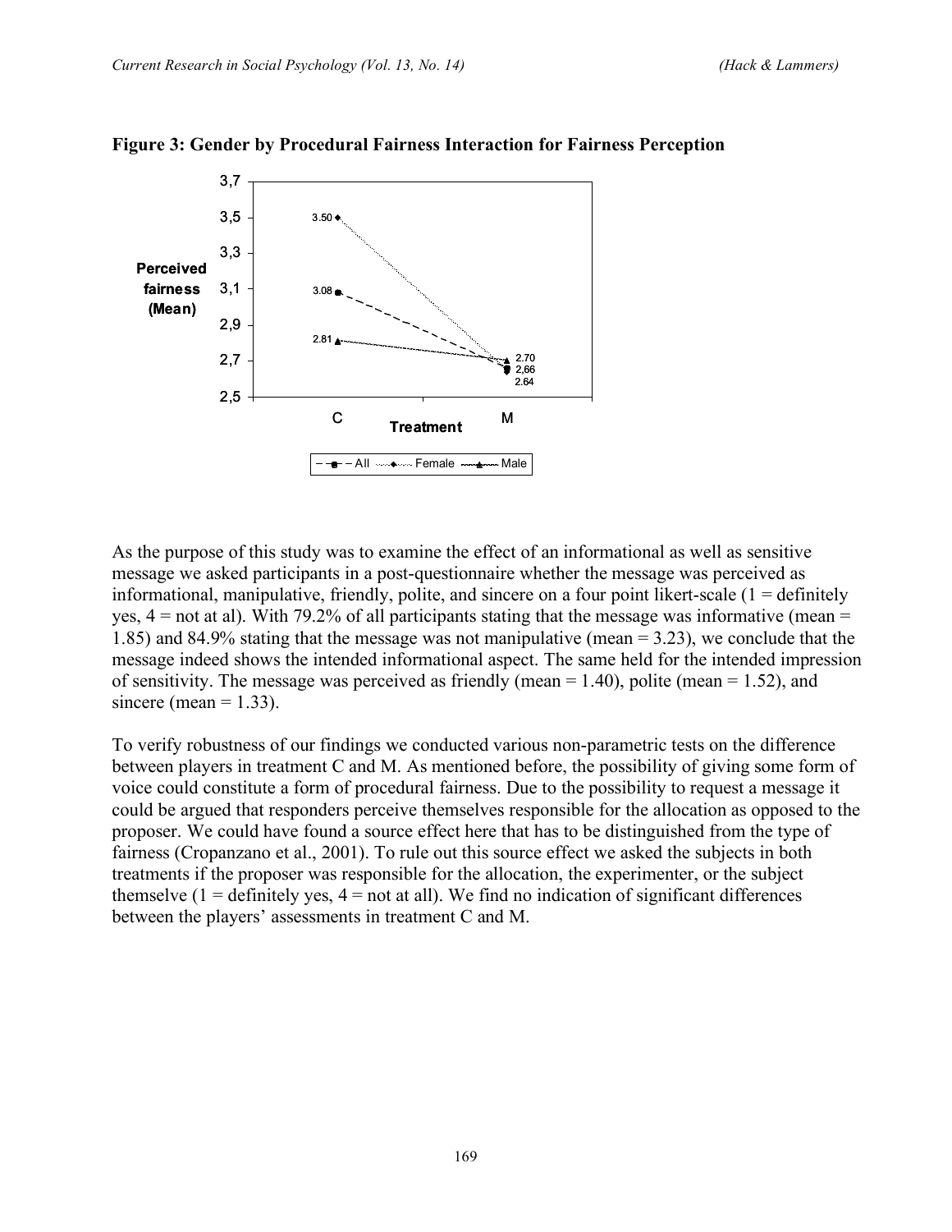**Figure 3: Gender by Procedural Fairness Interaction for Fairness Perception**

As the purpose of this study was to examine the effect of an informational as well as sensitive message we asked participants in a post-questionnaire whether the message was perceived as informational, manipulative, friendly, polite, and sincere on a four point likert-scale (1 = definitely yes, 4 = not at al). With 79.2% of all participants stating that the message was informative (mean = 1.85) and 84.9% stating that the message was not manipulative (mean = 3.23), we conclude that the message indeed shows the intended informational aspect. The same held for the intended impression of sensitivity. The message was perceived as friendly (mean = 1.40), polite (mean = 1.52), and sincere (mean = 1.33).

To verify robustness of our findings we conducted various non-parametric tests on the difference between players in treatment C and M. As mentioned before, the possibility of giving some form of voice could constitute a form of procedural fairness. Due to the possibility to request a message it could be argued that responders perceive themselves responsible for the allocation as opposed to the proposer. We could have found a source effect here that has to be distinguished from the type of fairness (Cropanzano et al., 2001). To rule out this source effect we asked the subjects in both treatments if the proposer was responsible for the allocation, the experimenter, or the subject themselve (1 = definitely yes, 4 = not at all). We find no indication of significant differences between the players' assessments in treatment C and M.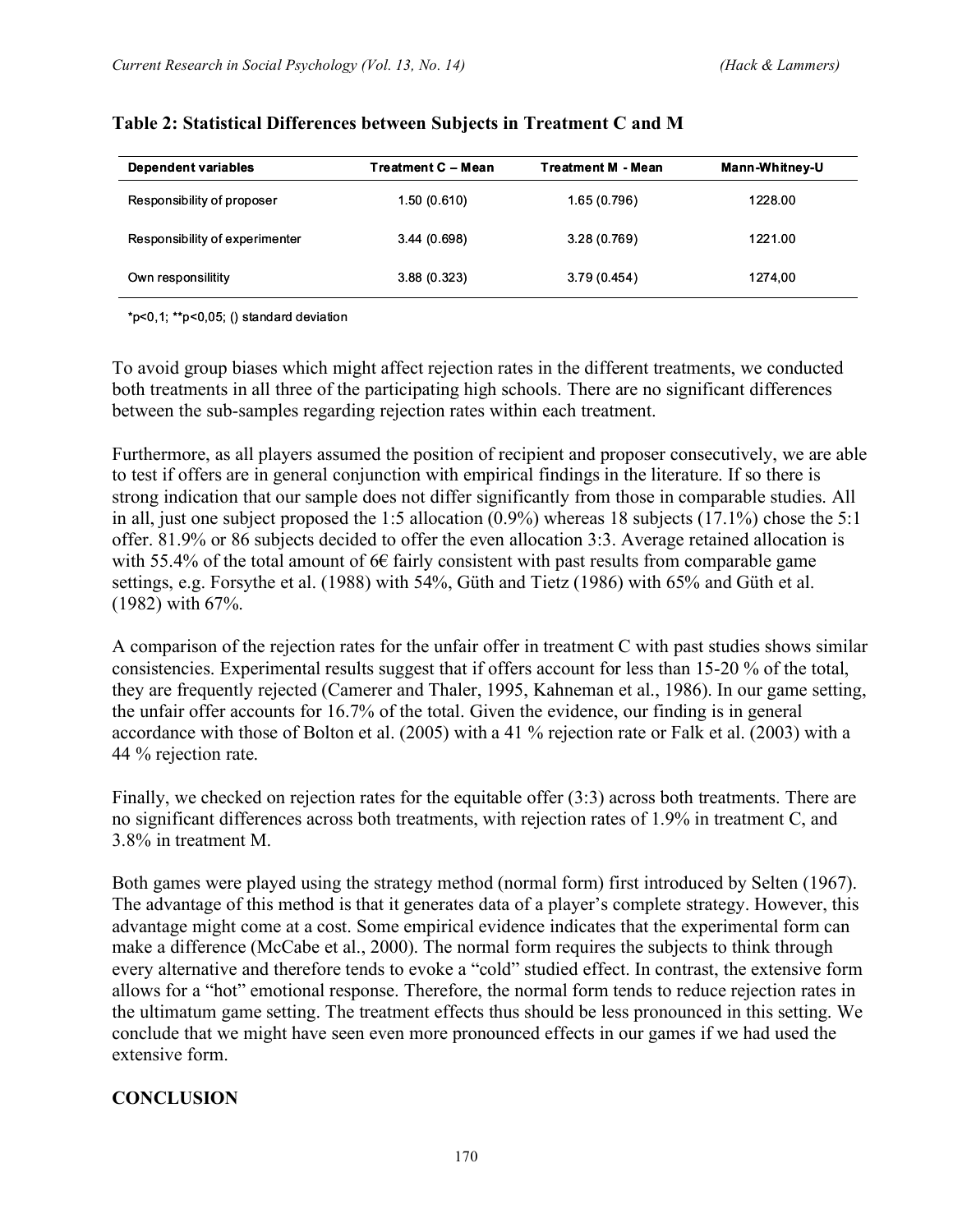**Table 2: Statistical Differences between Subjects in Treatment C and M**

| Dependent variables | Treatment C – Mean | Treatment M - Mean | Mann-Whitney-U |
|---|---|---|---|
| Responsibility of proposer | 1.50 (0.610) | 1.65 (0.796) | 1228.00 |
| Responsibility of experimenter | 3.44 (0.698) | 3.28 (0.769) | 1221.00 |
| Own responsilitity | 3.88 (0.323) | 3.79 (0.454) | 1274,00 |

*p<0,1; **p<0,05; () standard deviation

To avoid group biases which might affect rejection rates in the different treatments, we conducted both treatments in all three of the participating high schools. There are no significant differences between the sub-samples regarding rejection rates within each treatment.

Furthermore, as all players assumed the position of recipient and proposer consecutively, we are able to test if offers are in general conjunction with empirical findings in the literature. If so there is strong indication that our sample does not differ significantly from those in comparable studies. All in all, just one subject proposed the 1:5 allocation (0.9%) whereas 18 subjects (17.1%) chose the 5:1 offer. 81.9% or 86 subjects decided to offer the even allocation 3:3. Average retained allocation is with 55.4% of the total amount of 6€ fairly consistent with past results from comparable game settings, e.g. Forsythe et al. (1988) with 54%, Güth and Tietz (1986) with 65% and Güth et al. (1982) with 67%.

A comparison of the rejection rates for the unfair offer in treatment C with past studies shows similar consistencies. Experimental results suggest that if offers account for less than 15-20 % of the total, they are frequently rejected (Camerer and Thaler, 1995, Kahneman et al., 1986). In our game setting, the unfair offer accounts for 16.7% of the total. Given the evidence, our finding is in general accordance with those of Bolton et al. (2005) with a 41 % rejection rate or Falk et al. (2003) with a 44 % rejection rate.

Finally, we checked on rejection rates for the equitable offer (3:3) across both treatments. There are no significant differences across both treatments, with rejection rates of 1.9% in treatment C, and 3.8% in treatment M.

Both games were played using the strategy method (normal form) first introduced by Selten (1967). The advantage of this method is that it generates data of a player's complete strategy. However, this advantage might come at a cost. Some empirical evidence indicates that the experimental form can make a difference (McCabe et al., 2000). The normal form requires the subjects to think through every alternative and therefore tends to evoke a "cold" studied effect. In contrast, the extensive form allows for a "hot" emotional response. Therefore, the normal form tends to reduce rejection rates in the ultimatum game setting. The treatment effects thus should be less pronounced in this setting. We conclude that we might have seen even more pronounced effects in our games if we had used the extensive form.

## CONCLUSION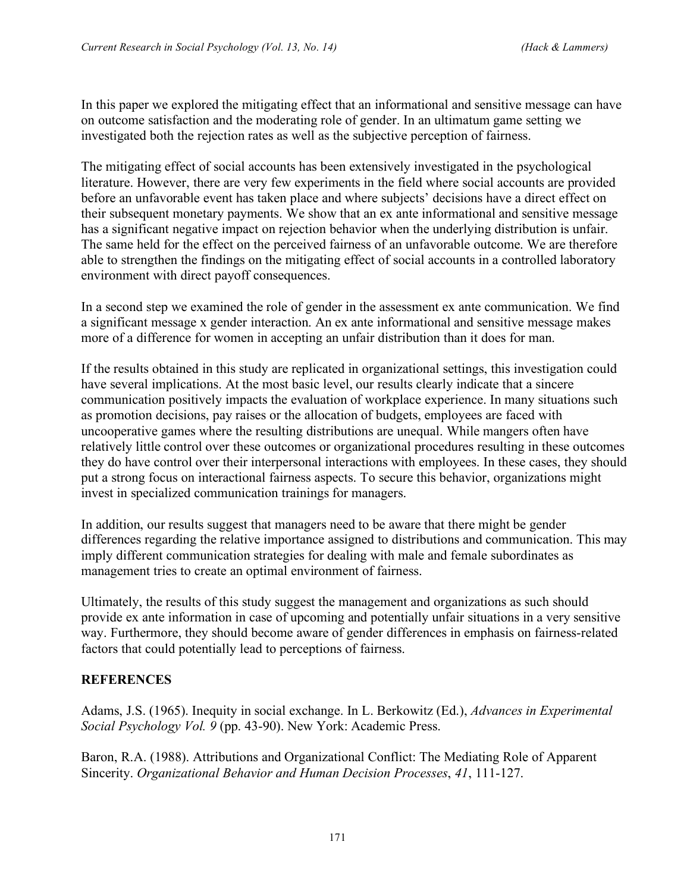In this paper we explored the mitigating effect that an informational and sensitive message can have on outcome satisfaction and the moderating role of gender. In an ultimatum game setting we investigated both the rejection rates as well as the subjective perception of fairness.

The mitigating effect of social accounts has been extensively investigated in the psychological literature. However, there are very few experiments in the field where social accounts are provided before an unfavorable event has taken place and where subjects' decisions have a direct effect on their subsequent monetary payments. We show that an ex ante informational and sensitive message has a significant negative impact on rejection behavior when the underlying distribution is unfair. The same held for the effect on the perceived fairness of an unfavorable outcome. We are therefore able to strengthen the findings on the mitigating effect of social accounts in a controlled laboratory environment with direct payoff consequences.

In a second step we examined the role of gender in the assessment ex ante communication. We find a significant message x gender interaction. An ex ante informational and sensitive message makes more of a difference for women in accepting an unfair distribution than it does for man.

If the results obtained in this study are replicated in organizational settings, this investigation could have several implications. At the most basic level, our results clearly indicate that a sincere communication positively impacts the evaluation of workplace experience. In many situations such as promotion decisions, pay raises or the allocation of budgets, employees are faced with uncooperative games where the resulting distributions are unequal. While mangers often have relatively little control over these outcomes or organizational procedures resulting in these outcomes they do have control over their interpersonal interactions with employees. In these cases, they should put a strong focus on interactional fairness aspects. To secure this behavior, organizations might invest in specialized communication trainings for managers.

In addition, our results suggest that managers need to be aware that there might be gender differences regarding the relative importance assigned to distributions and communication. This may imply different communication strategies for dealing with male and female subordinates as management tries to create an optimal environment of fairness.

Ultimately, the results of this study suggest the management and organizations as such should provide ex ante information in case of upcoming and potentially unfair situations in a very sensitive way. Furthermore, they should become aware of gender differences in emphasis on fairness-related factors that could potentially lead to perceptions of fairness.

## REFERENCES

Adams, J.S. (1965). Inequity in social exchange. In L. Berkowitz (Ed.), *Advances in Experimental Social Psychology Vol. 9* (pp. 43-90). New York: Academic Press.

Baron, R.A. (1988). Attributions and Organizational Conflict: The Mediating Role of Apparent Sincerity. *Organizational Behavior and Human Decision Processes*, *41*, 111-127.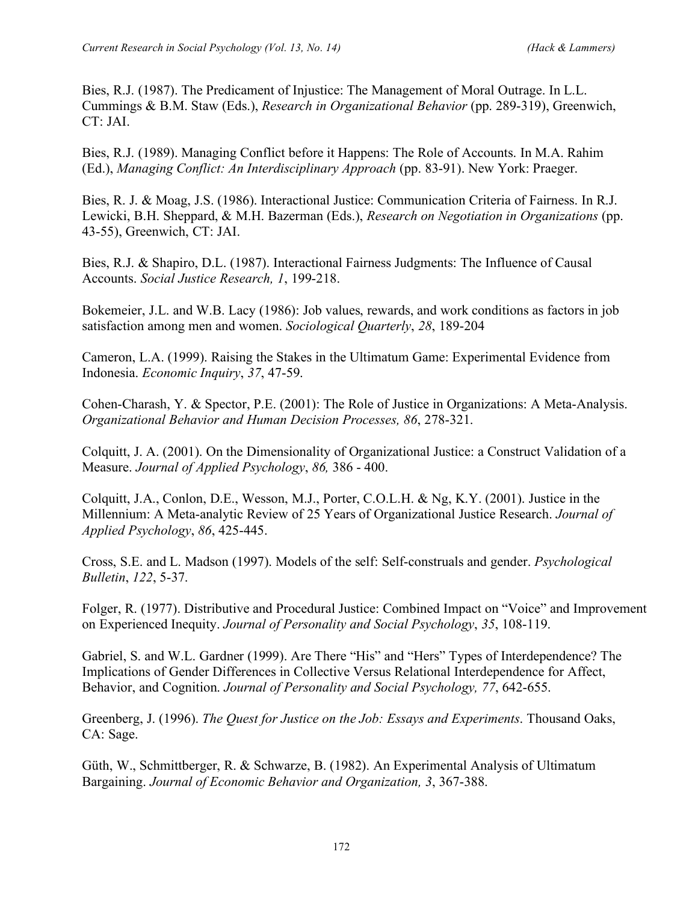Bies, R.J. (1987). The Predicament of Injustice: The Management of Moral Outrage. In L.L. Cummings & B.M. Staw (Eds.), *Research in Organizational Behavior* (pp. 289-319), Greenwich, CT: JAI.

Bies, R.J. (1989). Managing Conflict before it Happens: The Role of Accounts. In M.A. Rahim (Ed.), *Managing Conflict: An Interdisciplinary Approach* (pp. 83-91). New York: Praeger.

Bies, R. J. & Moag, J.S. (1986). Interactional Justice: Communication Criteria of Fairness. In R.J. Lewicki, B.H. Sheppard, & M.H. Bazerman (Eds.), *Research on Negotiation in Organizations* (pp. 43-55), Greenwich, CT: JAI.

Bies, R.J. & Shapiro, D.L. (1987). Interactional Fairness Judgments: The Influence of Causal Accounts. *Social Justice Research, 1*, 199-218.

Bokemeier, J.L. and W.B. Lacy (1986): Job values, rewards, and work conditions as factors in job satisfaction among men and women. *Sociological Quarterly*, *28*, 189-204

Cameron, L.A. (1999). Raising the Stakes in the Ultimatum Game: Experimental Evidence from Indonesia. *Economic Inquiry*, *37*, 47-59.

Cohen-Charash, Y. & Spector, P.E. (2001): The Role of Justice in Organizations: A Meta-Analysis. *Organizational Behavior and Human Decision Processes, 86*, 278-321.

Colquitt, J. A. (2001). On the Dimensionality of Organizational Justice: a Construct Validation of a Measure. *Journal of Applied Psychology*, *86,* 386 - 400.

Colquitt, J.A., Conlon, D.E., Wesson, M.J., Porter, C.O.L.H. & Ng, K.Y. (2001). Justice in the Millennium: A Meta-analytic Review of 25 Years of Organizational Justice Research. *Journal of Applied Psychology*, *86*, 425-445.

Cross, S.E. and L. Madson (1997). Models of the self: Self-construals and gender. *Psychological Bulletin*, *122*, 5-37.

Folger, R. (1977). Distributive and Procedural Justice: Combined Impact on "Voice" and Improvement on Experienced Inequity. *Journal of Personality and Social Psychology*, *35*, 108-119.

Gabriel, S. and W.L. Gardner (1999). Are There "His" and "Hers" Types of Interdependence? The Implications of Gender Differences in Collective Versus Relational Interdependence for Affect, Behavior, and Cognition. *Journal of Personality and Social Psychology, 77*, 642-655.

Greenberg, J. (1996). *The Quest for Justice on the Job: Essays and Experiments*. Thousand Oaks, CA: Sage.

Güth, W., Schmittberger, R. & Schwarze, B. (1982). An Experimental Analysis of Ultimatum Bargaining. *Journal of Economic Behavior and Organization, 3*, 367-388.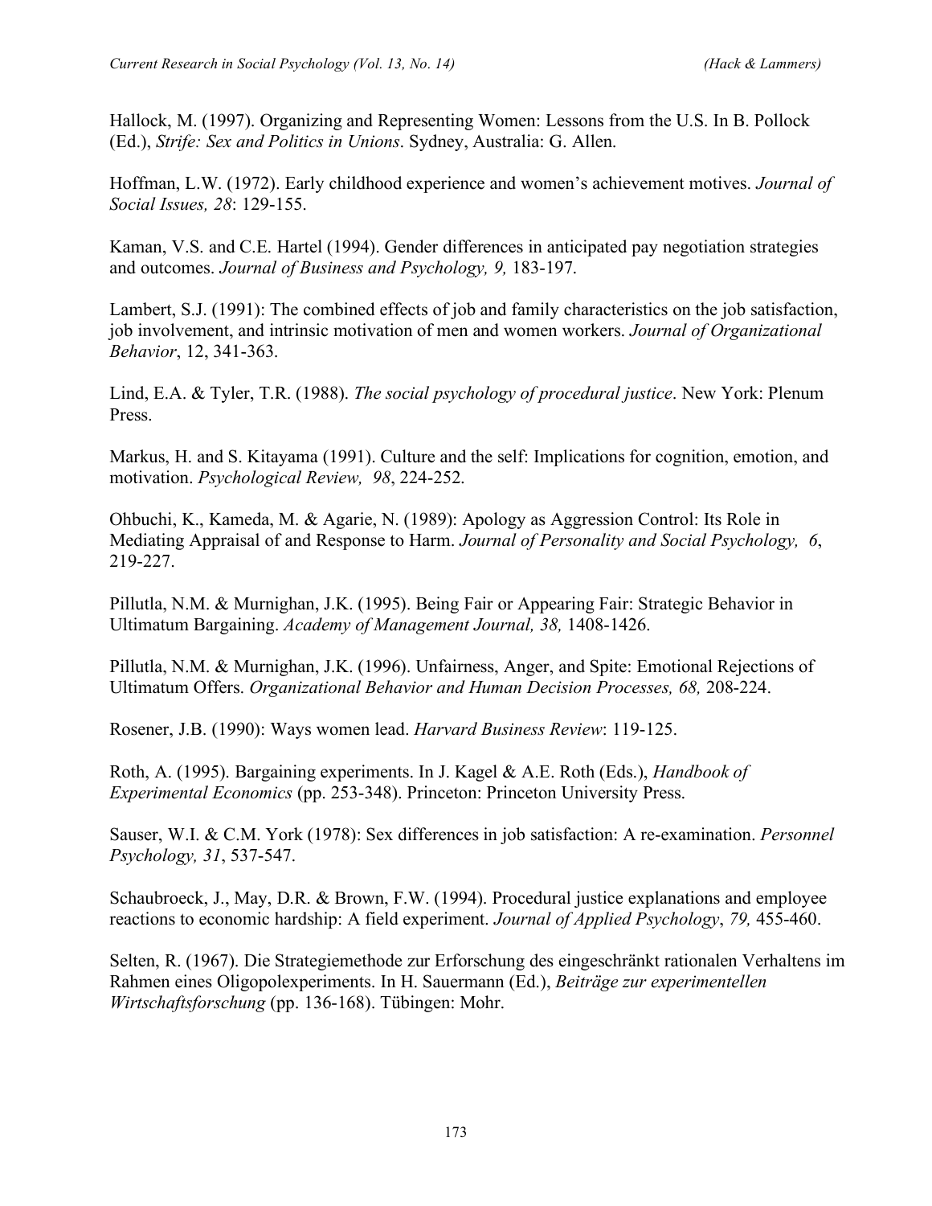Hallock, M. (1997). Organizing and Representing Women: Lessons from the U.S. In B. Pollock (Ed.), *Strife: Sex and Politics in Unions*. Sydney, Australia: G. Allen.

Hoffman, L.W. (1972). Early childhood experience and women's achievement motives. *Journal of Social Issues, 28*: 129-155.

Kaman, V.S. and C.E. Hartel (1994). Gender differences in anticipated pay negotiation strategies and outcomes. *Journal of Business and Psychology, 9,* 183-197.

Lambert, S.J. (1991): The combined effects of job and family characteristics on the job satisfaction, job involvement, and intrinsic motivation of men and women workers. *Journal of Organizational Behavior*, 12, 341-363.

Lind, E.A. & Tyler, T.R. (1988). *The social psychology of procedural justice*. New York: Plenum Press.

Markus, H. and S. Kitayama (1991). Culture and the self: Implications for cognition, emotion, and motivation. *Psychological Review, 98*, 224-252.

Ohbuchi, K., Kameda, M. & Agarie, N. (1989): Apology as Aggression Control: Its Role in Mediating Appraisal of and Response to Harm. *Journal of Personality and Social Psychology, 6*, 219-227.

Pillutla, N.M. & Murnighan, J.K. (1995). Being Fair or Appearing Fair: Strategic Behavior in Ultimatum Bargaining. *Academy of Management Journal, 38,* 1408-1426.

Pillutla, N.M. & Murnighan, J.K. (1996). Unfairness, Anger, and Spite: Emotional Rejections of Ultimatum Offers. *Organizational Behavior and Human Decision Processes, 68,* 208-224.

Rosener, J.B. (1990): Ways women lead. *Harvard Business Review*: 119-125.

Roth, A. (1995). Bargaining experiments. In J. Kagel & A.E. Roth (Eds.), *Handbook of Experimental Economics* (pp. 253-348). Princeton: Princeton University Press.

Sauser, W.I. & C.M. York (1978): Sex differences in job satisfaction: A re-examination. *Personnel Psychology, 31*, 537-547.

Schaubroeck, J., May, D.R. & Brown, F.W. (1994). Procedural justice explanations and employee reactions to economic hardship: A field experiment. *Journal of Applied Psychology*, *79,* 455-460.

Selten, R. (1967). Die Strategiemethode zur Erforschung des eingeschränkt rationalen Verhaltens im Rahmen eines Oligopolexperiments. In H. Sauermann (Ed.), *Beiträge zur experimentellen Wirtschaftsforschung* (pp. 136-168). Tübingen: Mohr.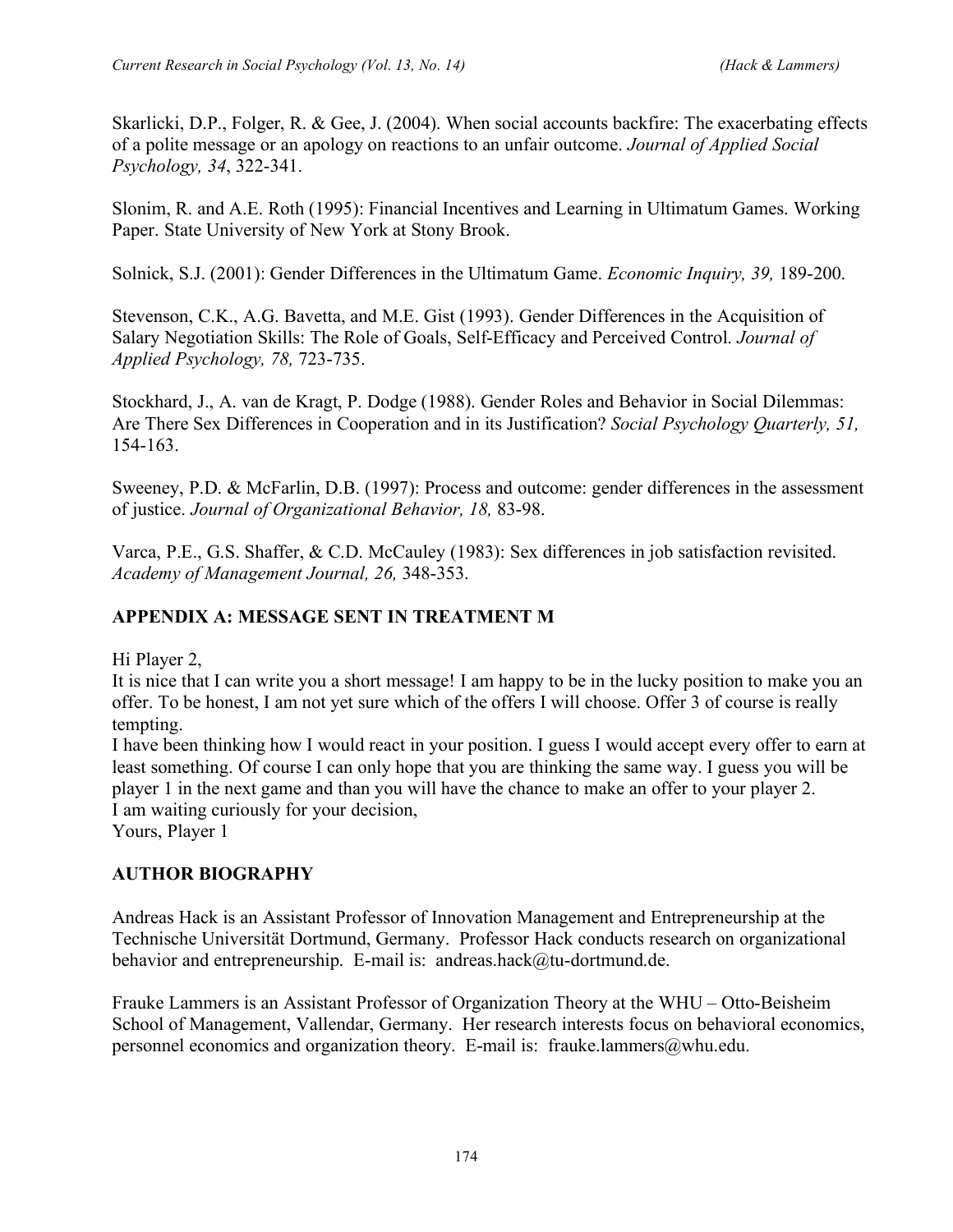Skarlicki, D.P., Folger, R. & Gee, J. (2004). When social accounts backfire: The exacerbating effects of a polite message or an apology on reactions to an unfair outcome. *Journal of Applied Social Psychology, 34*, 322-341.

Slonim, R. and A.E. Roth (1995): Financial Incentives and Learning in Ultimatum Games. Working Paper. State University of New York at Stony Brook.

Solnick, S.J. (2001): Gender Differences in the Ultimatum Game. *Economic Inquiry, 39,* 189-200.

Stevenson, C.K., A.G. Bavetta, and M.E. Gist (1993). Gender Differences in the Acquisition of Salary Negotiation Skills: The Role of Goals, Self-Efficacy and Perceived Control. *Journal of Applied Psychology, 78,* 723-735.

Stockhard, J., A. van de Kragt, P. Dodge (1988). Gender Roles and Behavior in Social Dilemmas: Are There Sex Differences in Cooperation and in its Justification? *Social Psychology Quarterly, 51,* 154-163.

Sweeney, P.D. & McFarlin, D.B. (1997): Process and outcome: gender differences in the assessment of justice. *Journal of Organizational Behavior, 18,* 83-98.

Varca, P.E., G.S. Shaffer, & C.D. McCauley (1983): Sex differences in job satisfaction revisited. *Academy of Management Journal, 26,* 348-353.

## APPENDIX A: MESSAGE SENT IN TREATMENT M

Hi Player 2,
It is nice that I can write you a short message! I am happy to be in the lucky position to make you an offer. To be honest, I am not yet sure which of the offers I will choose. Offer 3 of course is really tempting.
I have been thinking how I would react in your position. I guess I would accept every offer to earn at least something. Of course I can only hope that you are thinking the same way. I guess you will be player 1 in the next game and than you will have the chance to make an offer to your player 2.
I am waiting curiously for your decision,
Yours, Player 1

## AUTHOR BIOGRAPHY

Andreas Hack is an Assistant Professor of Innovation Management and Entrepreneurship at the Technische Universität Dortmund, Germany. Professor Hack conducts research on organizational behavior and entrepreneurship. E-mail is: andreas.hack@tu-dortmund.de.

Frauke Lammers is an Assistant Professor of Organization Theory at the WHU – Otto-Beisheim School of Management, Vallendar, Germany. Her research interests focus on behavioral economics, personnel economics and organization theory. E-mail is: frauke.lammers@whu.edu.